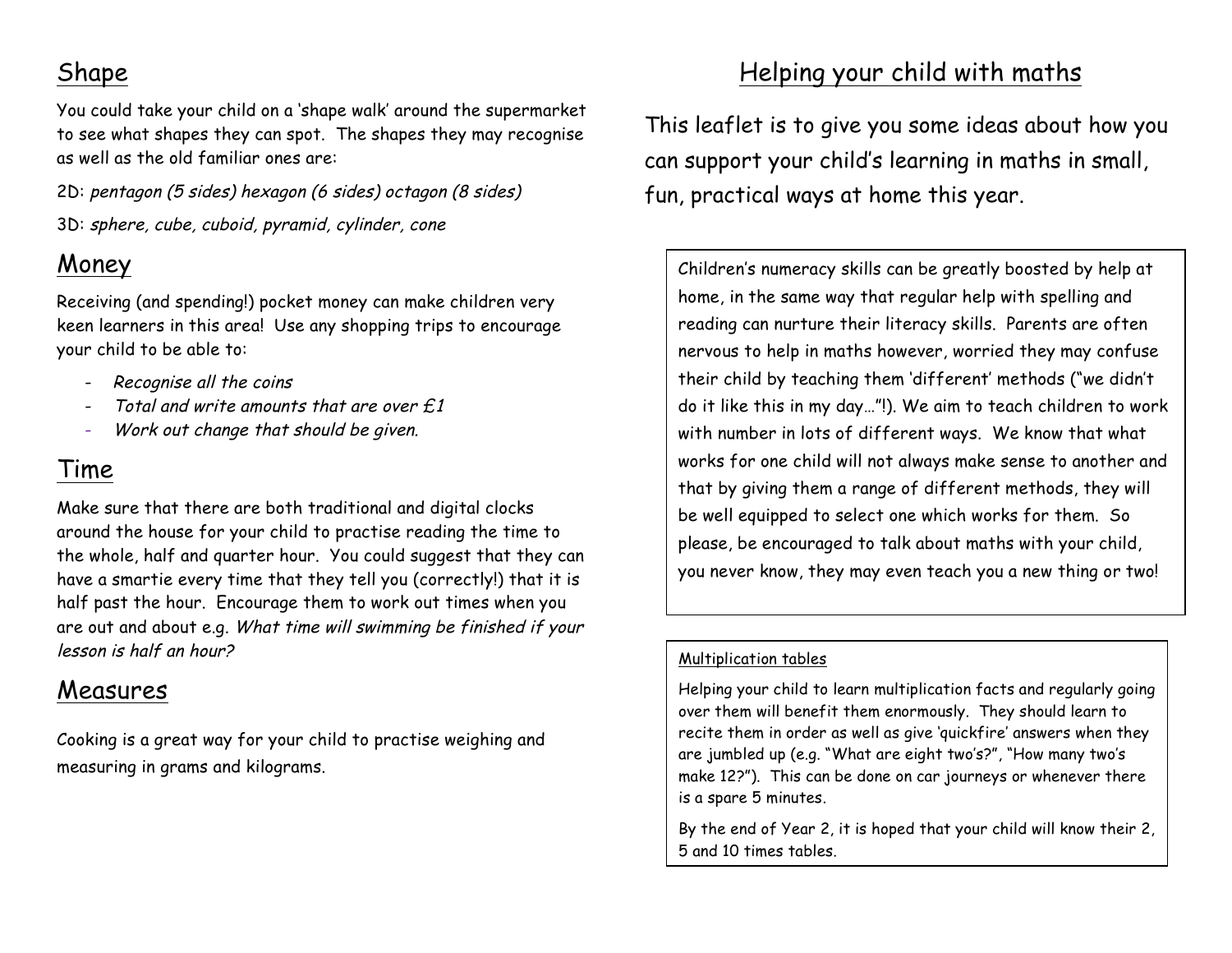## Shape

You could take your child on a 'shape walk' around the supermarket to see what shapes they can spot. The shapes they may recognise as well as the old familiar ones are:

2D: *pentagon (5 sides) hexagon (6 sides) octagon (8 sides)*

3D: *sphere, cube, cuboid, pyramid, cylinder, cone*

## Money

Receiving (and spending!) pocket money can make children very keen learners in this area! Use any shopping trips to encourage your child to be able to:

- *Recognise all the coins*
- *Total and write amounts that are over £1*
- *Work out change that should be given.*

## Time

Make sure that there are both traditional and digital clocks around the house for your child to practise reading the time to the whole, half and quarter hour. You could suggest that they can have a smartie every time that they tell you (correctly!) that it is half past the hour. Encourage them to work out times when you are out and about e.g. *What time will swimming be finished if your lesson is half an hour?*

## Measures

Cooking is a great way for your child to practise weighing and measuring in grams and kilograms.

# Helping your child with maths

This leaflet is to give you some ideas about how you can support your child's learning in maths in small, fun, practical ways at home this year.

Children's numeracy skills can be greatly boosted by help at home, in the same way that regular help with spelling and reading can nurture their literacy skills. Parents are often nervous to help in maths however, worried they may confuse their child by teaching them 'different' methods ("we didn't do it like this in my day…"!). We aim to teach children to work with number in lots of different ways. We know that what works for one child will not always make sense to another and that by giving them a range of different methods, they will be well equipped to select one which works for them. So please, be encouraged to talk about maths with your child, you never know, they may even teach you a new thing or two!

### Multiplication tables

Helping your child to learn multiplication facts and regularly going over them will benefit them enormously. They should learn to recite them in order as well as give 'quickfire' answers when they are jumbled up (e.g. "What are eight two's?", "How many two's make 12?"). This can be done on car journeys or whenever there is a spare 5 minutes.

By the end of Year 2, it is hoped that your child will know their 2, 5 and 10 times tables.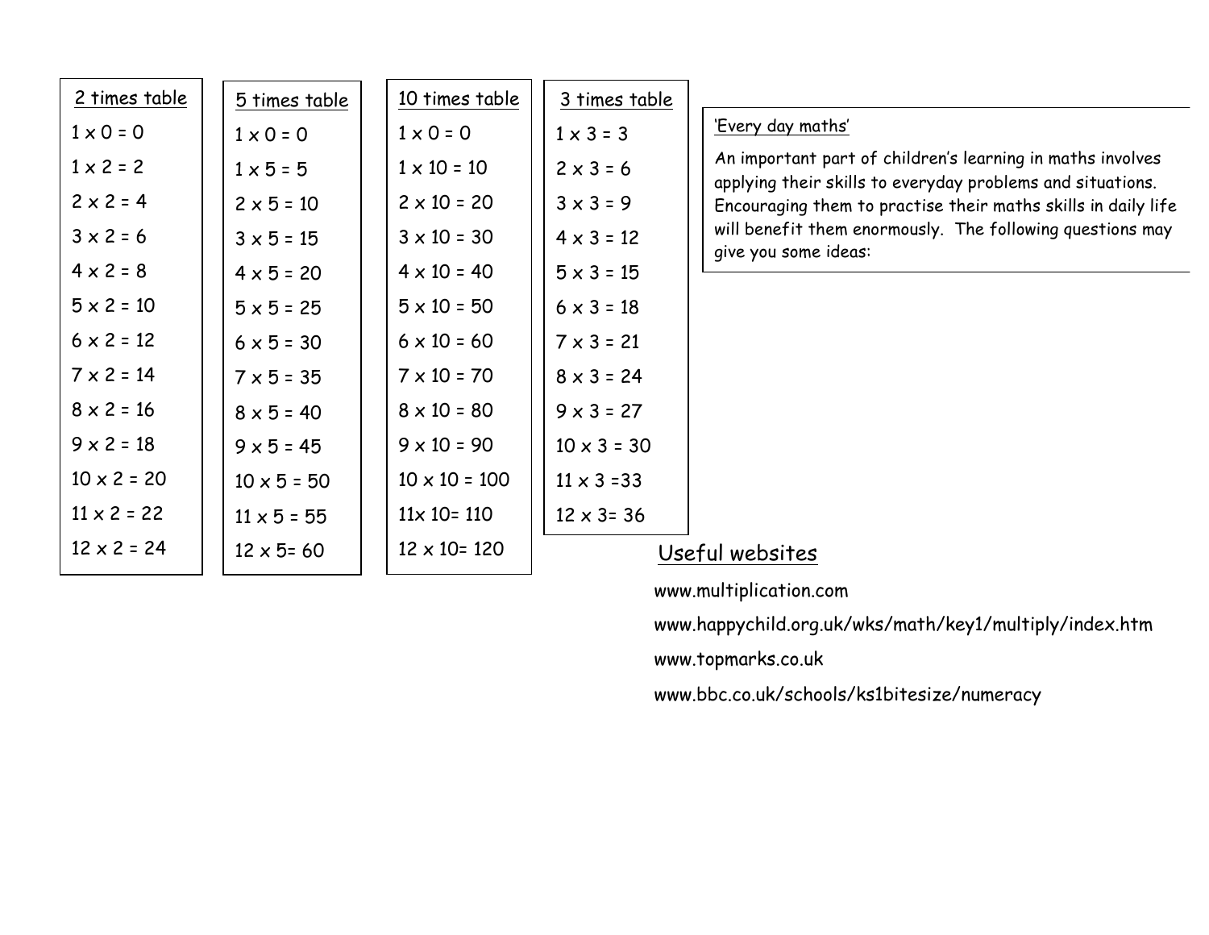## 2 times table

1 x 0 = 0

1 x 2 = 2

2 x 2 = 4

3 x 2 = 6

4 x 2 = 8

5 x 2 = 10

6 x 2 = 12

7 x 2 = 14

8 x 2 = 16

9 x 2 = 18

10 x 2 = 20

11 x 2 = 22

12 x 2 = 24

## 5 times table

1 x 0 = 0

1 x 5 = 5

2 x 5 = 10

3 x 5 = 15

4 x 5 = 20

5 x 5 = 25

6 x 5 = 30

7 x 5 = 35

8 x 5 = 40

9 x 5 = 45

10 x 5 = 50

11 x 5 = 55

12 x 5= 60

## 10 times table

1 x 0 = 0

1 x 10 = 10

2 x 10 = 20

3 x 10 = 30

4 x 10 = 40

5 x 10 = 50

6 x 10 = 60

7 x 10 = 70

8 x 10 = 80

9 x 10 = 90

10 x 10 = 100

11x 10= 110

12 x 10= 120

## 3 times table

1 x 3 = 3

2 x 3 = 6

3 x 3 = 9

4 x 3 = 12

5 x 3 = 15

6 x 3 = 18

7 x 3 = 21

8 x 3 = 24

9 x 3 = 27

10 x 3 = 30

11 x 3 =33

12 x 3= 36

## 'Every day maths'

An important part of children's learning in maths involves applying their skills to everyday problems and situations. Encouraging them to practise their maths skills in daily life will benefit them enormously. The following questions may give you some ideas:

## Useful websites

www.multiplication.com

www.happychild.org.uk/wks/math/key1/multiply/index.htm

www.topmarks.co.uk

www.bbc.co.uk/schools/ks1bitesize/numeracy